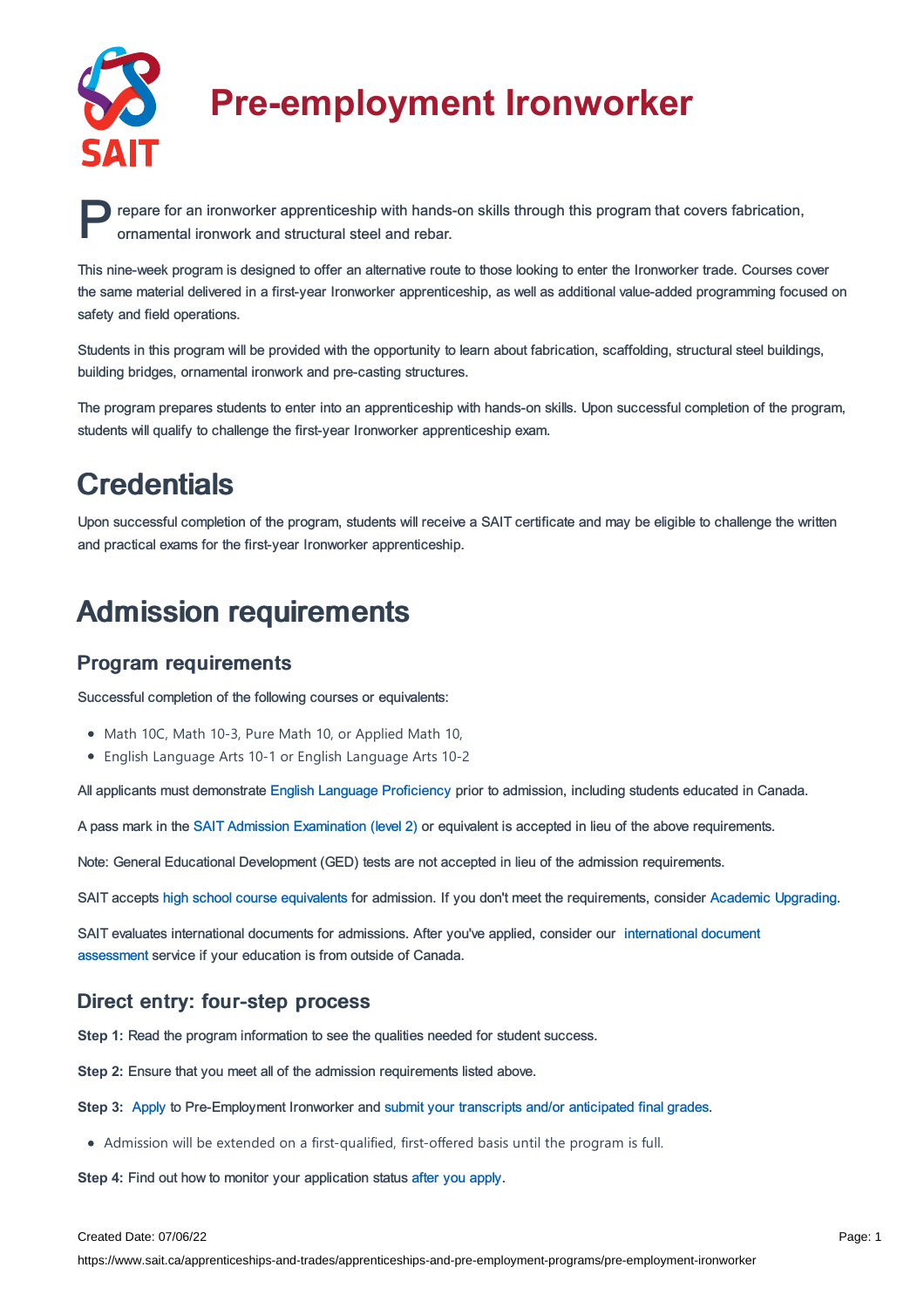# Pre-employment Ironworker

Prepare for an ironworker apprenticeship with hands-on skills through this program that covers fabrication, ornamental ironwork and structural steel and rebar.

This nine-week program is designed to offer an alternative route to those looking to enter the Ironworker trade. Courses cover the same material delivered in a first-year Ironworker apprenticeship, as well as additional value-added programming focused on safety and field operations.

Students in this program will be provided with the opportunity to learn about fabrication, scaffolding, structural steel buildings, building bridges, ornamental ironwork and pre-casting structures.

The program prepares students to enter into an apprenticeship with hands-on skills. Upon successful completion of the program, students will qualify to challenge the first-year Ironworker apprenticeship exam.

## Credentials

Upon successful completion of the program, students will receive a SAIT certificate and may be eligible to challenge the written and practical exams for the first-year Ironworker apprenticeship.

## Admission requirements

### Program requirements

Successful completion of the following courses or equivalents:

- Math 10C, Math 10-3, Pure Math 10, or Applied Math 10,
- English Language Arts 10-1 or English Language Arts 10-2

All applicants must demonstrate English Language Proficiency prior to admission, including students educated in Canada.

A pass mark in the SAIT Admission Examination (level 2) or equivalent is accepted in lieu of the above requirements.

Note: General Educational Development (GED) tests are not accepted in lieu of the admission requirements.

SAIT accepts high school course equivalents for admission. If you don't meet the requirements, consider Academic Upgrading.

SAIT evaluates international documents for admissions. After you've applied, consider our international document assessment service if your education is from outside of Canada.

### Direct entry: four-step process

**Step 1:** Read the program information to see the qualities needed for student success.

**Step 2:** Ensure that you meet all of the admission requirements listed above.

**Step 3:** Apply to Pre-Employment Ironworker and submit your transcripts and/or anticipated final grades.

- Admission will be extended on a first-qualified, first-offered basis until the program is full.

**Step 4:** Find out how to monitor your application status after you apply.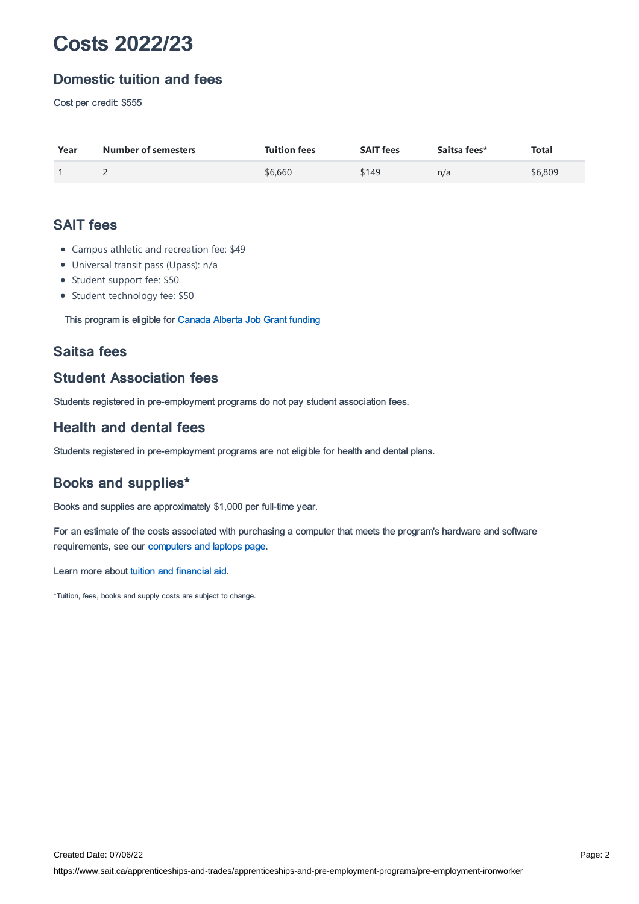# Costs 2022/23

## Domestic tuition and fees

Cost per credit: $555

| Year | Number of semesters | Tuition fees | SAIT fees | Saitsa fees* | Total |
|---|---|---|---|---|---|
| 1 | 2 | $6,660 | $149 | n/a | $6,809 |

## SAIT fees

- Campus athletic and recreation fee: $49
- Universal transit pass (Upass): n/a
- Student support fee: $50
- Student technology fee: $50

This program is eligible for Canada Alberta Job Grant funding

## Saitsa fees

## Student Association fees

Students registered in pre-employment programs do not pay student association fees.

## Health and dental fees

Students registered in pre-employment programs are not eligible for health and dental plans.

## Books and supplies*

Books and supplies are approximately $1,000 per full-time year.

For an estimate of the costs associated with purchasing a computer that meets the program's hardware and software requirements, see our computers and laptops page.

Learn more about tuition and financial aid.

*Tuition, fees, books and supply costs are subject to change.